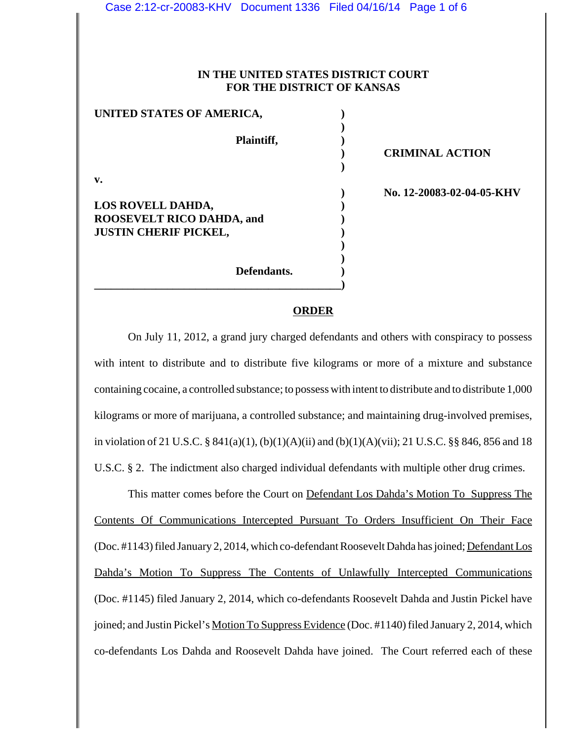**IN THE UNITED STATES DISTRICT COURT**
**FOR THE DISTRICT OF KANSAS**

| | | |
|---|---|---|
| **UNITED STATES OF AMERICA,** | ) | |
| **Plaintiff,** | ) | **CRIMINAL ACTION** |
| **v.** | ) | **No. 12-20083-02-04-05-KHV** |
| **LOS ROVELL DAHDA, ROOSEVELT RICO DAHDA, and JUSTIN CHERIF PICKEL,** | ) | |
| **Defendants.** | ) | |

**ORDER**

On July 11, 2012, a grand jury charged defendants and others with conspiracy to possess with intent to distribute and to distribute five kilograms or more of a mixture and substance containing cocaine, a controlled substance; to possess with intent to distribute and to distribute 1,000 kilograms or more of marijuana, a controlled substance; and maintaining drug-involved premises, in violation of 21 U.S.C. § 841(a)(1), (b)(1)(A)(ii) and (b)(1)(A)(vii); 21 U.S.C. §§ 846, 856 and 18 U.S.C. § 2. The indictment also charged individual defendants with multiple other drug crimes.

This matter comes before the Court on Defendant Los Dahda's Motion To Suppress The Contents Of Communications Intercepted Pursuant To Orders Insufficient On Their Face (Doc. #1143) filed January 2, 2014, which co-defendant Roosevelt Dahda has joined; Defendant Los Dahda's Motion To Suppress The Contents of Unlawfully Intercepted Communications (Doc. #1145) filed January 2, 2014, which co-defendants Roosevelt Dahda and Justin Pickel have joined; and Justin Pickel's Motion To Suppress Evidence (Doc. #1140) filed January 2, 2014, which co-defendants Los Dahda and Roosevelt Dahda have joined. The Court referred each of these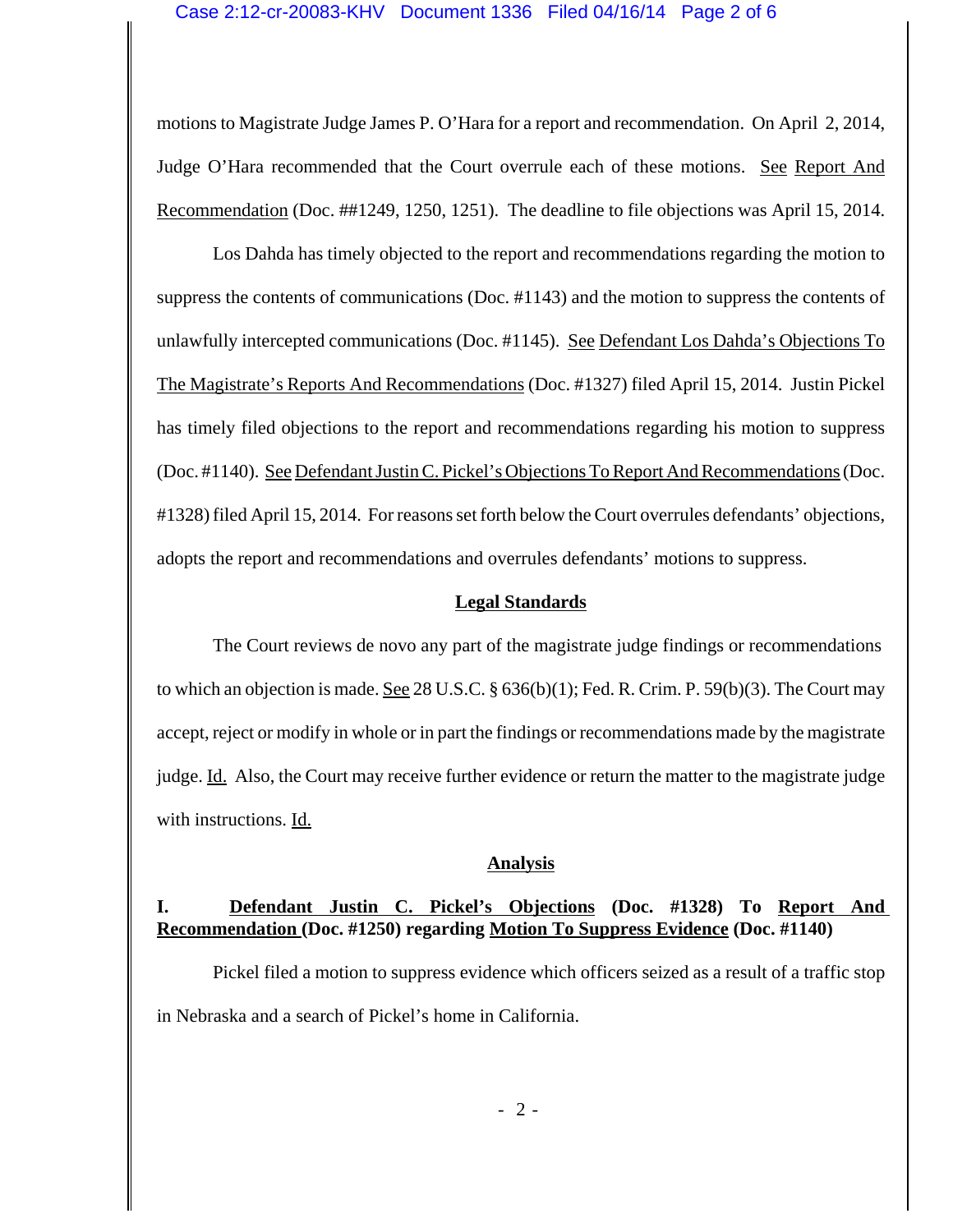motions to Magistrate Judge James P. O'Hara for a report and recommendation. On April 2, 2014, Judge O'Hara recommended that the Court overrule each of these motions. See Report And Recommendation (Doc. ##1249, 1250, 1251). The deadline to file objections was April 15, 2014.

Los Dahda has timely objected to the report and recommendations regarding the motion to suppress the contents of communications (Doc. #1143) and the motion to suppress the contents of unlawfully intercepted communications (Doc. #1145). See Defendant Los Dahda's Objections To The Magistrate's Reports And Recommendations (Doc. #1327) filed April 15, 2014. Justin Pickel has timely filed objections to the report and recommendations regarding his motion to suppress (Doc. #1140). See Defendant Justin C. Pickel's Objections To Report And Recommendations (Doc. #1328) filed April 15, 2014. For reasons set forth below the Court overrules defendants' objections, adopts the report and recommendations and overrules defendants' motions to suppress.

## Legal Standards

The Court reviews de novo any part of the magistrate judge findings or recommendations to which an objection is made. See 28 U.S.C. § 636(b)(1); Fed. R. Crim. P. 59(b)(3). The Court may accept, reject or modify in whole or in part the findings or recommendations made by the magistrate judge. Id. Also, the Court may receive further evidence or return the matter to the magistrate judge with instructions. Id.

## Analysis

### I. Defendant Justin C. Pickel's Objections (Doc. #1328) To Report And Recommendation (Doc. #1250) regarding Motion To Suppress Evidence (Doc. #1140)

Pickel filed a motion to suppress evidence which officers seized as a result of a traffic stop in Nebraska and a search of Pickel's home in California.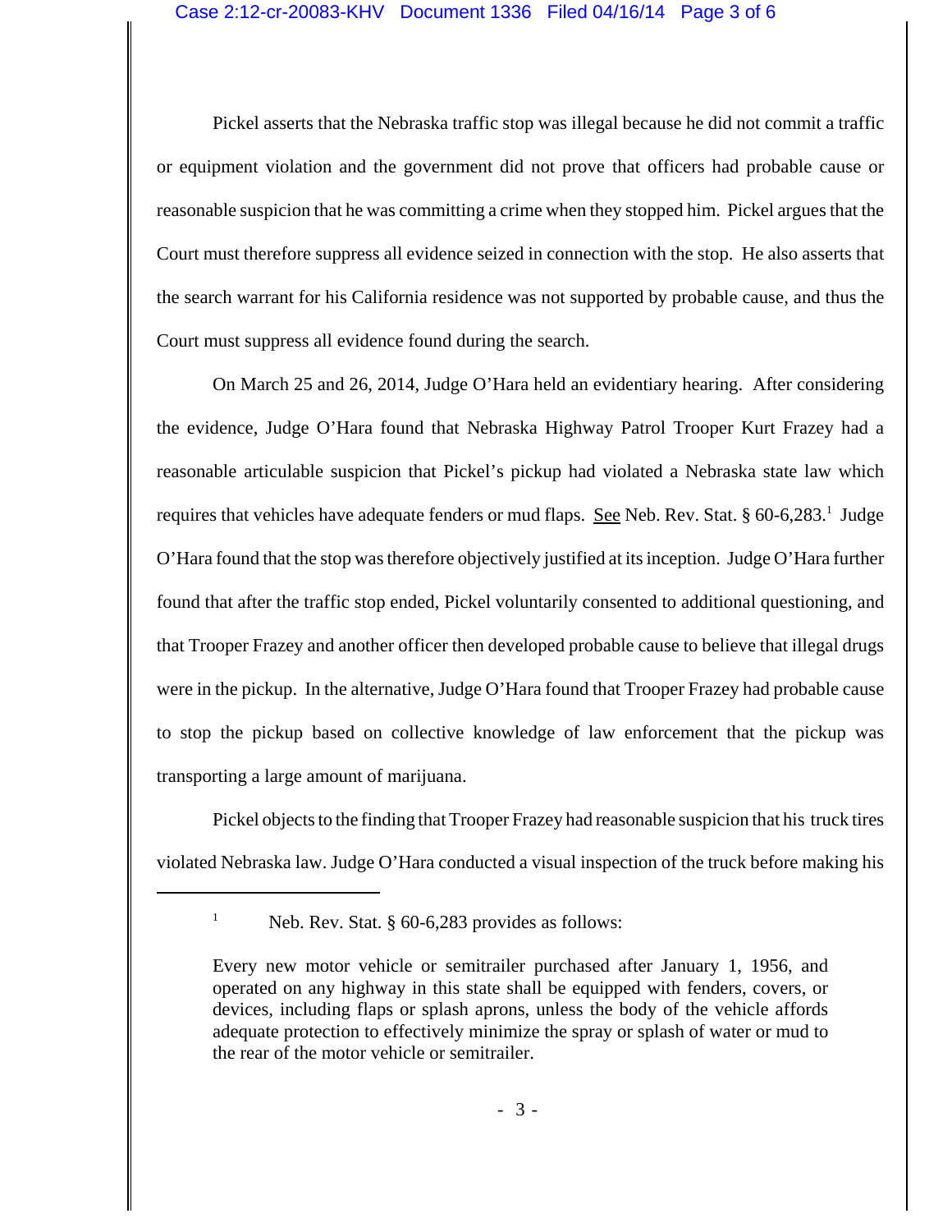Pickel asserts that the Nebraska traffic stop was illegal because he did not commit a traffic or equipment violation and the government did not prove that officers had probable cause or reasonable suspicion that he was committing a crime when they stopped him. Pickel argues that the Court must therefore suppress all evidence seized in connection with the stop. He also asserts that the search warrant for his California residence was not supported by probable cause, and thus the Court must suppress all evidence found during the search.

On March 25 and 26, 2014, Judge O'Hara held an evidentiary hearing. After considering the evidence, Judge O'Hara found that Nebraska Highway Patrol Trooper Kurt Frazey had a reasonable articulable suspicion that Pickel's pickup had violated a Nebraska state law which requires that vehicles have adequate fenders or mud flaps. See Neb. Rev. Stat. § 60-6,283.[1] Judge O'Hara found that the stop was therefore objectively justified at its inception. Judge O'Hara further found that after the traffic stop ended, Pickel voluntarily consented to additional questioning, and that Trooper Frazey and another officer then developed probable cause to believe that illegal drugs were in the pickup. In the alternative, Judge O'Hara found that Trooper Frazey had probable cause to stop the pickup based on collective knowledge of law enforcement that the pickup was transporting a large amount of marijuana.

Pickel objects to the finding that Trooper Frazey had reasonable suspicion that his truck tires violated Nebraska law. Judge O'Hara conducted a visual inspection of the truck before making his

---

[1] Neb. Rev. Stat. § 60-6,283 provides as follows:

> Every new motor vehicle or semitrailer purchased after January 1, 1956, and operated on any highway in this state shall be equipped with fenders, covers, or devices, including flaps or splash aprons, unless the body of the vehicle affords adequate protection to effectively minimize the spray or splash of water or mud to the rear of the motor vehicle or semitrailer.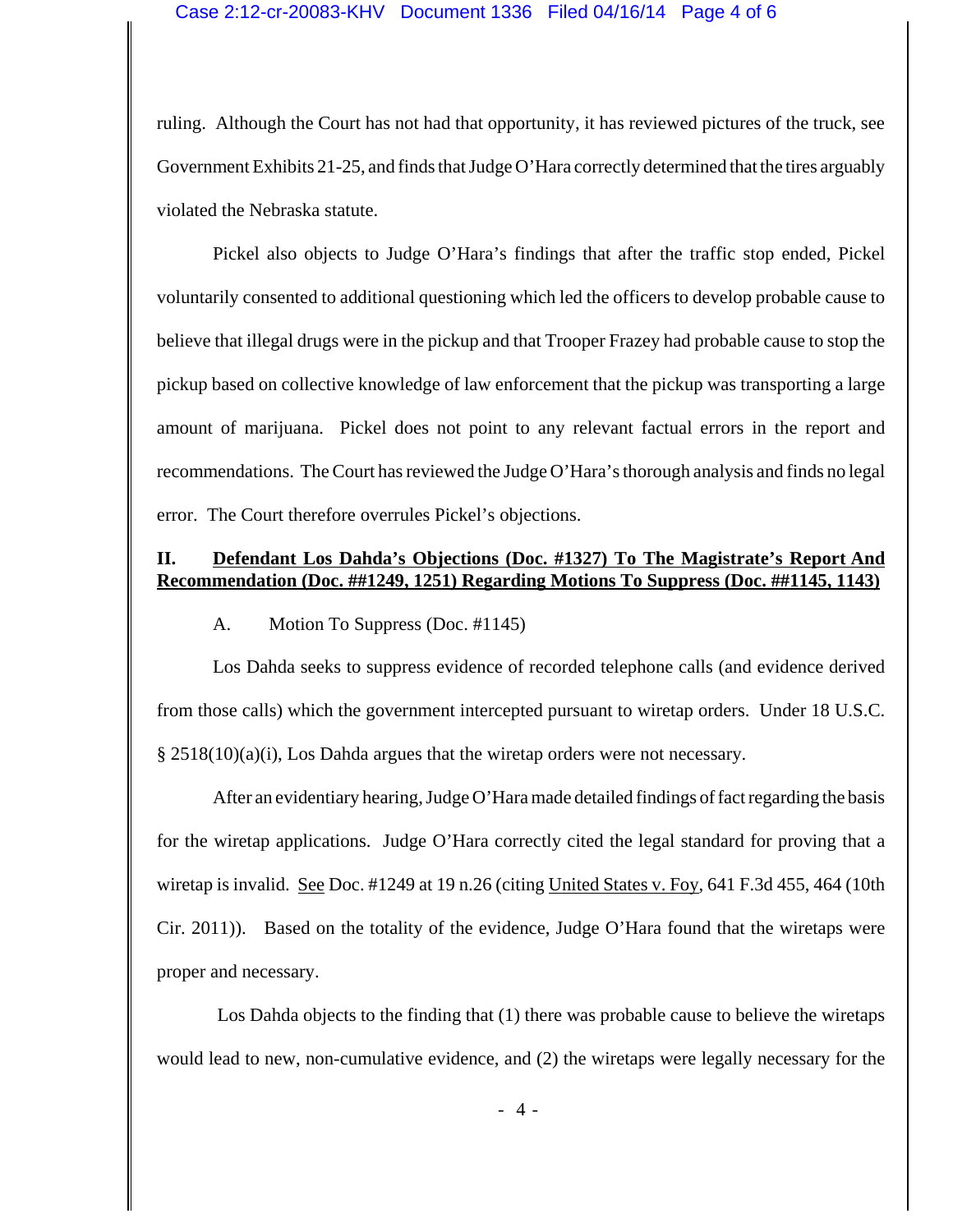ruling. Although the Court has not had that opportunity, it has reviewed pictures of the truck, see Government Exhibits 21-25, and finds that Judge O'Hara correctly determined that the tires arguably violated the Nebraska statute.

Pickel also objects to Judge O'Hara's findings that after the traffic stop ended, Pickel voluntarily consented to additional questioning which led the officers to develop probable cause to believe that illegal drugs were in the pickup and that Trooper Frazey had probable cause to stop the pickup based on collective knowledge of law enforcement that the pickup was transporting a large amount of marijuana. Pickel does not point to any relevant factual errors in the report and recommendations. The Court has reviewed the Judge O'Hara's thorough analysis and finds no legal error. The Court therefore overrules Pickel's objections.

## II. Defendant Los Dahda's Objections (Doc. #1327) To The Magistrate's Report And Recommendation (Doc. ##1249, 1251) Regarding Motions To Suppress (Doc. ##1145, 1143)

### A. Motion To Suppress (Doc. #1145)

Los Dahda seeks to suppress evidence of recorded telephone calls (and evidence derived from those calls) which the government intercepted pursuant to wiretap orders. Under 18 U.S.C. § 2518(10)(a)(i), Los Dahda argues that the wiretap orders were not necessary.

After an evidentiary hearing, Judge O'Hara made detailed findings of fact regarding the basis for the wiretap applications. Judge O'Hara correctly cited the legal standard for proving that a wiretap is invalid. See Doc. #1249 at 19 n.26 (citing United States v. Foy, 641 F.3d 455, 464 (10th Cir. 2011)). Based on the totality of the evidence, Judge O'Hara found that the wiretaps were proper and necessary.

Los Dahda objects to the finding that (1) there was probable cause to believe the wiretaps would lead to new, non-cumulative evidence, and (2) the wiretaps were legally necessary for the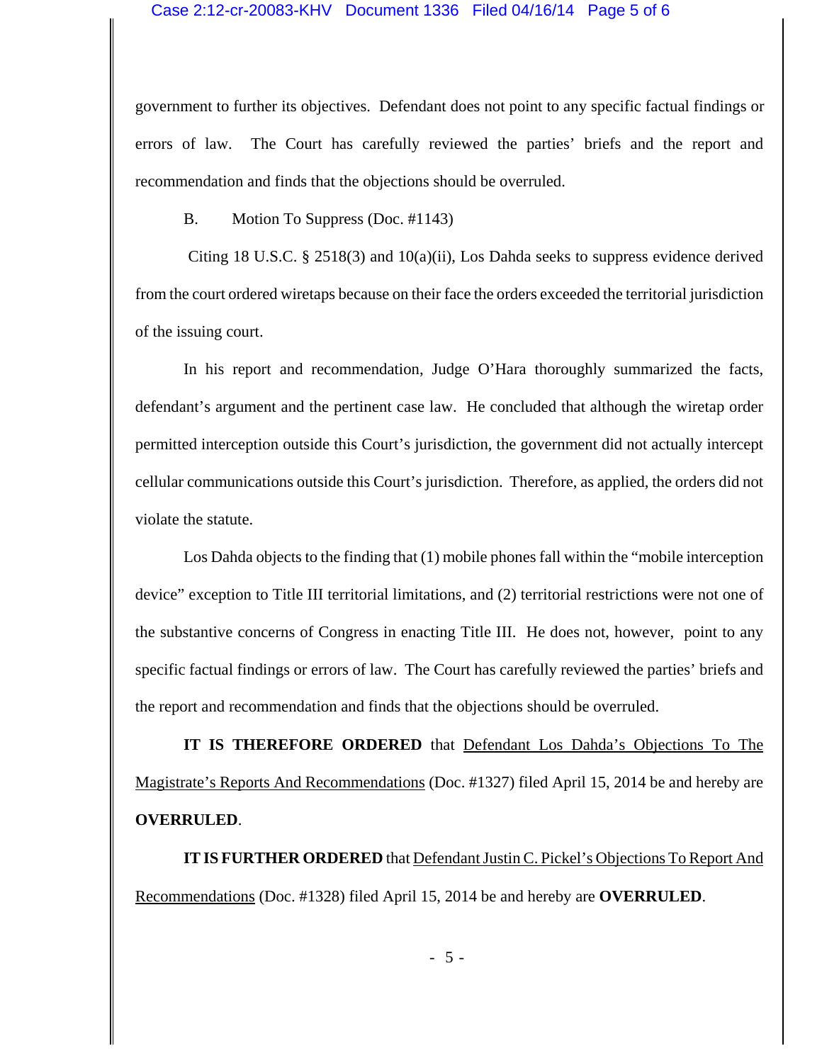government to further its objectives. Defendant does not point to any specific factual findings or errors of law. The Court has carefully reviewed the parties' briefs and the report and recommendation and finds that the objections should be overruled.

B. Motion To Suppress (Doc. #1143)

Citing 18 U.S.C. § 2518(3) and 10(a)(ii), Los Dahda seeks to suppress evidence derived from the court ordered wiretaps because on their face the orders exceeded the territorial jurisdiction of the issuing court.

In his report and recommendation, Judge O'Hara thoroughly summarized the facts, defendant's argument and the pertinent case law. He concluded that although the wiretap order permitted interception outside this Court's jurisdiction, the government did not actually intercept cellular communications outside this Court's jurisdiction. Therefore, as applied, the orders did not violate the statute.

Los Dahda objects to the finding that (1) mobile phones fall within the "mobile interception device" exception to Title III territorial limitations, and (2) territorial restrictions were not one of the substantive concerns of Congress in enacting Title III. He does not, however, point to any specific factual findings or errors of law. The Court has carefully reviewed the parties' briefs and the report and recommendation and finds that the objections should be overruled.

**IT IS THEREFORE ORDERED** that Defendant Los Dahda's Objections To The Magistrate's Reports And Recommendations (Doc. #1327) filed April 15, 2014 be and hereby are **OVERRULED**.

**IT IS FURTHER ORDERED** that Defendant Justin C. Pickel's Objections To Report And Recommendations (Doc. #1328) filed April 15, 2014 be and hereby are **OVERRULED**.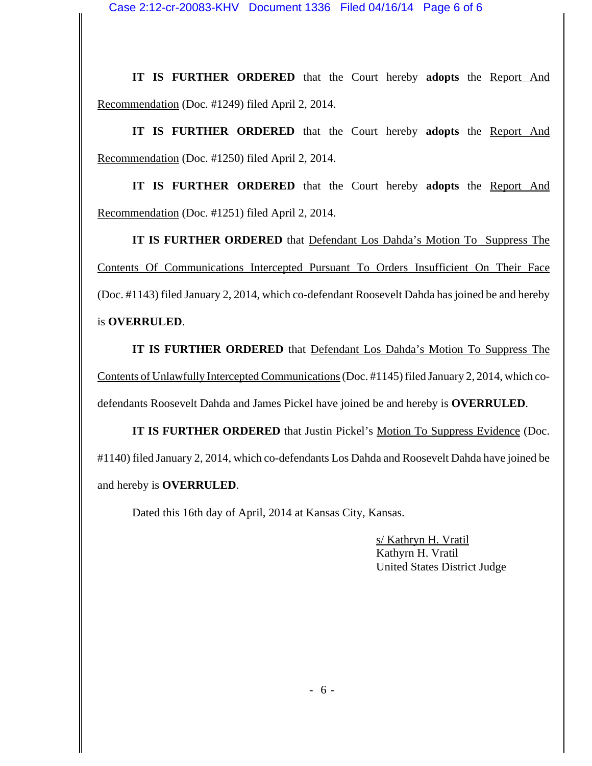**IT IS FURTHER ORDERED** that the Court hereby **adopts** the Report And Recommendation (Doc. #1249) filed April 2, 2014.

**IT IS FURTHER ORDERED** that the Court hereby **adopts** the Report And Recommendation (Doc. #1250) filed April 2, 2014.

**IT IS FURTHER ORDERED** that the Court hereby **adopts** the Report And Recommendation (Doc. #1251) filed April 2, 2014.

**IT IS FURTHER ORDERED** that Defendant Los Dahda's Motion To Suppress The Contents Of Communications Intercepted Pursuant To Orders Insufficient On Their Face (Doc. #1143) filed January 2, 2014, which co-defendant Roosevelt Dahda has joined be and hereby is **OVERRULED**.

**IT IS FURTHER ORDERED** that Defendant Los Dahda's Motion To Suppress The Contents of Unlawfully Intercepted Communications (Doc. #1145) filed January 2, 2014, which co-defendants Roosevelt Dahda and James Pickel have joined be and hereby is **OVERRULED**.

**IT IS FURTHER ORDERED** that Justin Pickel's Motion To Suppress Evidence (Doc. #1140) filed January 2, 2014, which co-defendants Los Dahda and Roosevelt Dahda have joined be and hereby is **OVERRULED**.

Dated this 16th day of April, 2014 at Kansas City, Kansas.

s/ Kathryn H. Vratil
Kathyrn H. Vratil
United States District Judge